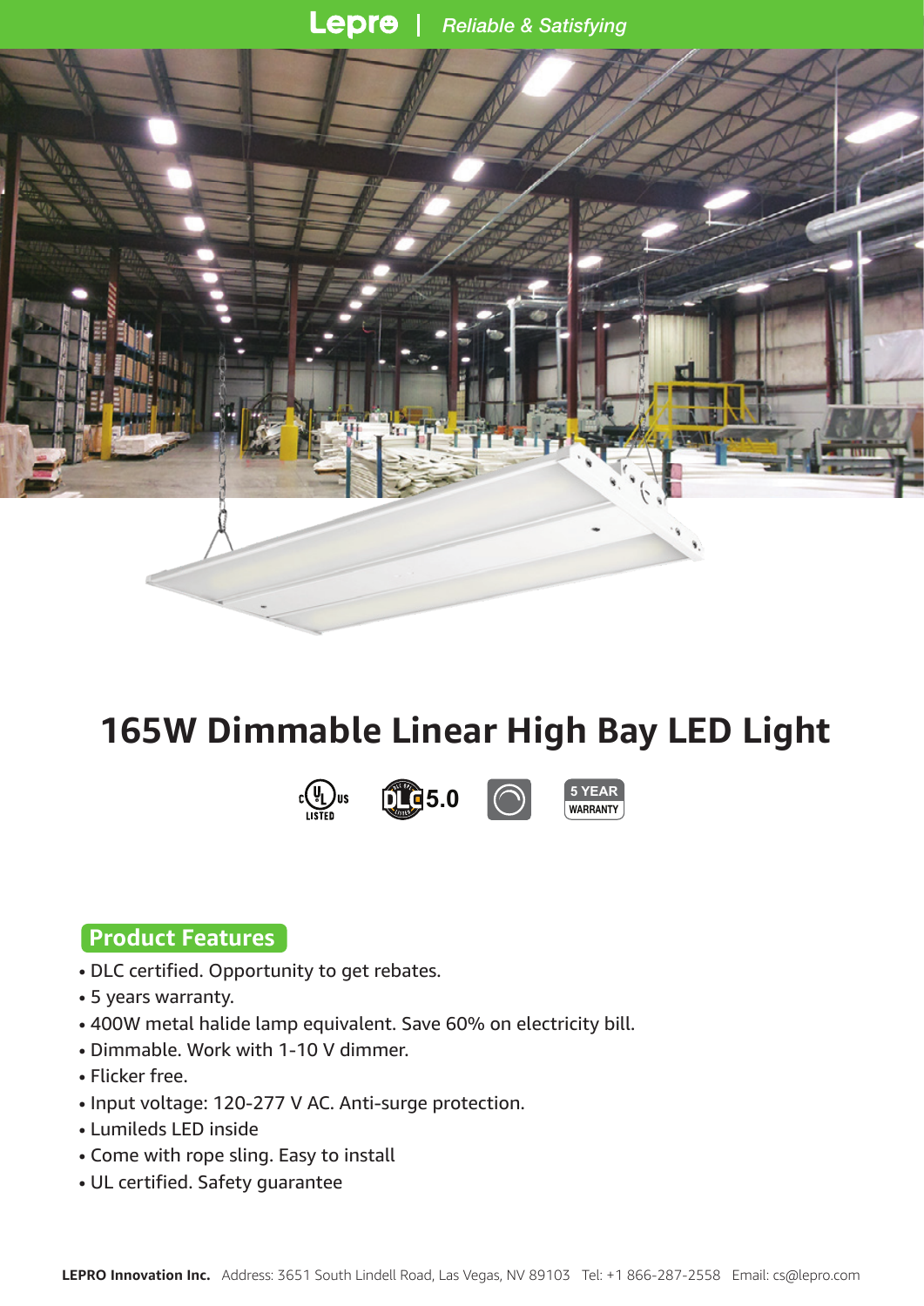Lepro | *Reliable & Satisfying*

# 165W Dimmable Linear High Bay LED Light

cULus LISTED  DLC 5.0  5 YEAR WARRANTY

## Product Features

- DLC certified. Opportunity to get rebates.
- 5 years warranty.
- 400W metal halide lamp equivalent. Save 60% on electricity bill.
- Dimmable. Work with 1-10 V dimmer.
- Flicker free.
- Input voltage: 120-277 V AC. Anti-surge protection.
- Lumileds LED inside
- Come with rope sling. Easy to install
- UL certified. Safety guarantee

**LEPRO Innovation Inc.** Address: 3651 South Lindell Road, Las Vegas, NV 89103 Tel: +1 866-287-2558 Email: cs@lepro.com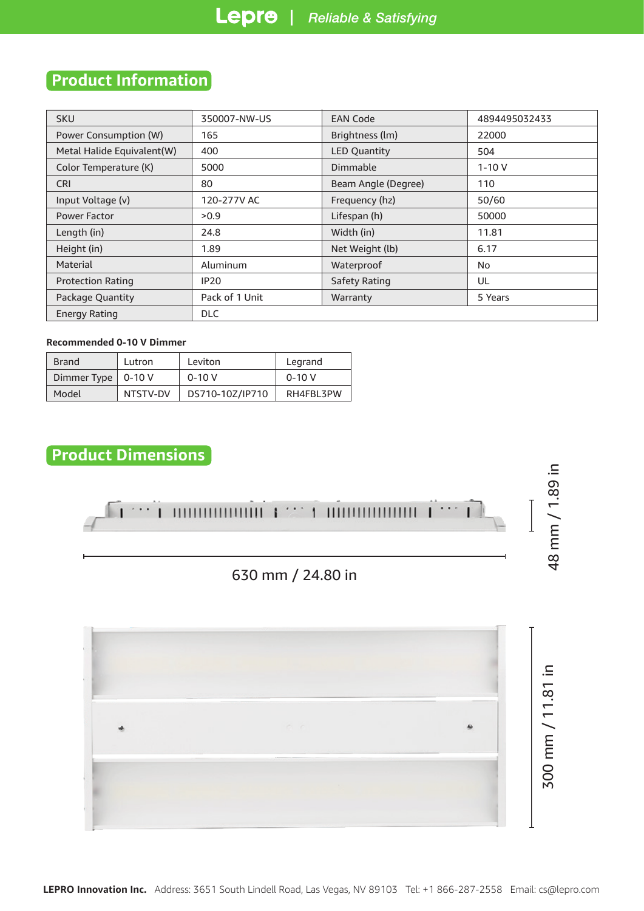## Product Information

| SKU | 350007-NW-US | EAN Code | 4894495032433 |
|---|---|---|---|
| Power Consumption (W) | 165 | Brightness (lm) | 22000 |
| Metal Halide Equivalent(W) | 400 | LED Quantity | 504 |
| Color Temperature (K) | 5000 | Dimmable | 1-10 V |
| CRI | 80 | Beam Angle (Degree) | 110 |
| Input Voltage (v) | 120-277V AC | Frequency (hz) | 50/60 |
| Power Factor | >0.9 | Lifespan (h) | 50000 |
| Length (in) | 24.8 | Width (in) | 11.81 |
| Height (in) | 1.89 | Net Weight (lb) | 6.17 |
| Material | Aluminum | Waterproof | No |
| Protection Rating | IP20 | Safety Rating | UL |
| Package Quantity | Pack of 1 Unit | Warranty | 5 Years |
| Energy Rating | DLC | | |

**Recommended 0-10 V Dimmer**

| Brand | Lutron | Leviton | Legrand |
|---|---|---|---|
| Dimmer Type | 0-10 V | 0-10 V | 0-10 V |
| Model | NTSTV-DV | DS710-10Z/IP710 | RH4FBL3PW |

## Product Dimensions

630 mm / 24.80 in

48 mm / 1.89 in

300 mm / 11.81 in

**LEPRO Innovation Inc.** Address: 3651 South Lindell Road, Las Vegas, NV 89103 Tel: +1 866-287-2558 Email: cs@lepro.com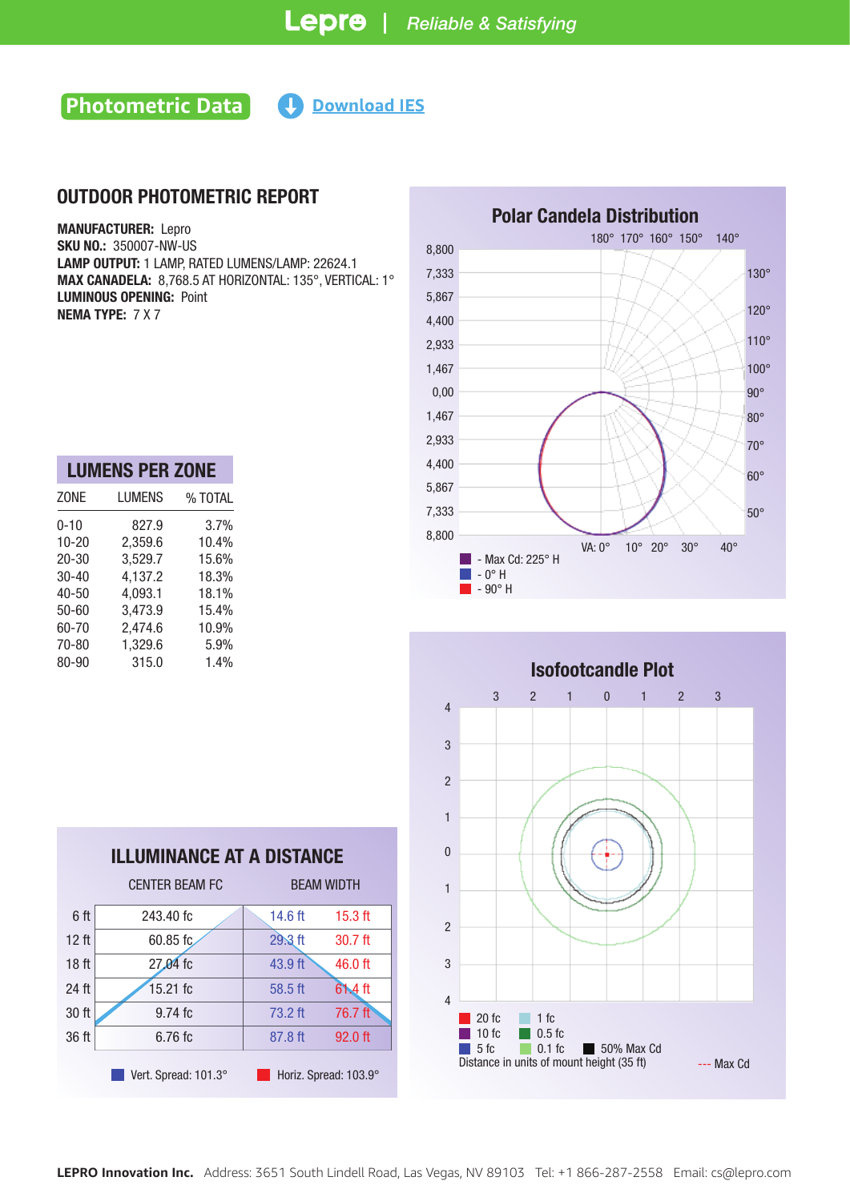## Photometric Data

Download IES

# OUTDOOR PHOTOMETRIC REPORT

**MANUFACTURER:** Lepro
**SKU NO.:** 350007-NW-US
**LAMP OUTPUT:** 1 LAMP, RATED LUMENS/LAMP: 22624.1
**MAX CANADELA:** 8,768.5 AT HORIZONTAL: 135°, VERTICAL: 1°
**LUMINOUS OPENING:** Point
**NEMA TYPE:** 7 X 7

## LUMENS PER ZONE

| ZONE | LUMENS | % TOTAL |
|---|---|---|
| 0-10 | 827.9 | 3.7% |
| 10-20 | 2,359.6 | 10.4% |
| 20-30 | 3,529.7 | 15.6% |
| 30-40 | 4,137.2 | 18.3% |
| 40-50 | 4,093.1 | 18.1% |
| 50-60 | 3,473.9 | 15.4% |
| 60-70 | 2,474.6 | 10.9% |
| 70-80 | 1,329.6 | 5.9% |
| 80-90 | 315.0 | 1.4% |

## ILLUMINANCE AT A DISTANCE

| | CENTER BEAM FC | BEAM WIDTH | |
|---|---|---|---|
| 6 ft | 243.40 fc | 14.6 ft | 15.3 ft |
| 12 ft | 60.85 fc | 29.3 ft | 30.7 ft |
| 18 ft | 27.04 fc | 43.9 ft | 46.0 ft |
| 24 ft | 15.21 fc | 58.5 ft | 61.4 ft |
| 30 ft | 9.74 fc | 73.2 ft | 76.7 ft |
| 36 ft | 6.76 fc | 87.8 ft | 92.0 ft |

Vert. Spread: 101.3°  Horiz. Spread: 103.9°

## Polar Candela Distribution

- Max Cd: 225° H
- 0° H
- 90° H

## Isofootcandle Plot

20 fc, 10 fc, 5 fc, 1 fc, 0.5 fc, 0.1 fc, 50% Max Cd

Distance in units of mount height (35 ft)

--- Max Cd

**LEPRO Innovation Inc.** Address: 3651 South Lindell Road, Las Vegas, NV 89103 Tel: +1 866-287-2558 Email: cs@lepro.com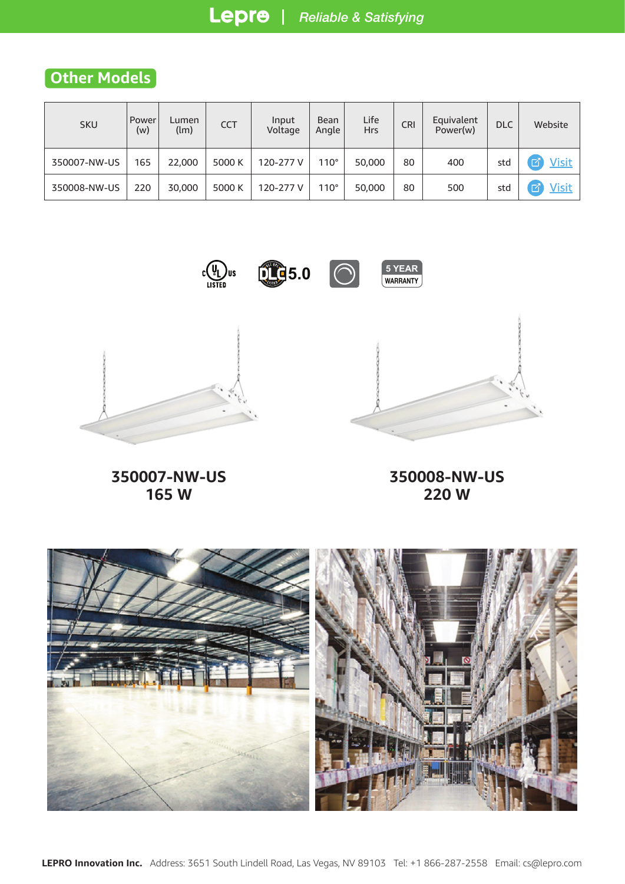## Other Models

| SKU | Power (w) | Lumen (lm) | CCT | Input Voltage | Bean Angle | Life Hrs | CRI | Equivalent Power(w) | DLC | Website |
|---|---|---|---|---|---|---|---|---|---|---|
| 350007-NW-US | 165 | 22,000 | 5000 K | 120-277 V | 110° | 50,000 | 80 | 400 | std | Visit |
| 350008-NW-US | 220 | 30,000 | 5000 K | 120-277 V | 110° | 50,000 | 80 | 500 | std | Visit |

cULus LISTED · DLC 5.0 · 5 YEAR WARRANTY

**350007-NW-US**
**165 W**

**350008-NW-US**
**220 W**

**LEPRO Innovation Inc.** Address: 3651 South Lindell Road, Las Vegas, NV 89103 Tel: +1 866-287-2558 Email: cs@lepro.com